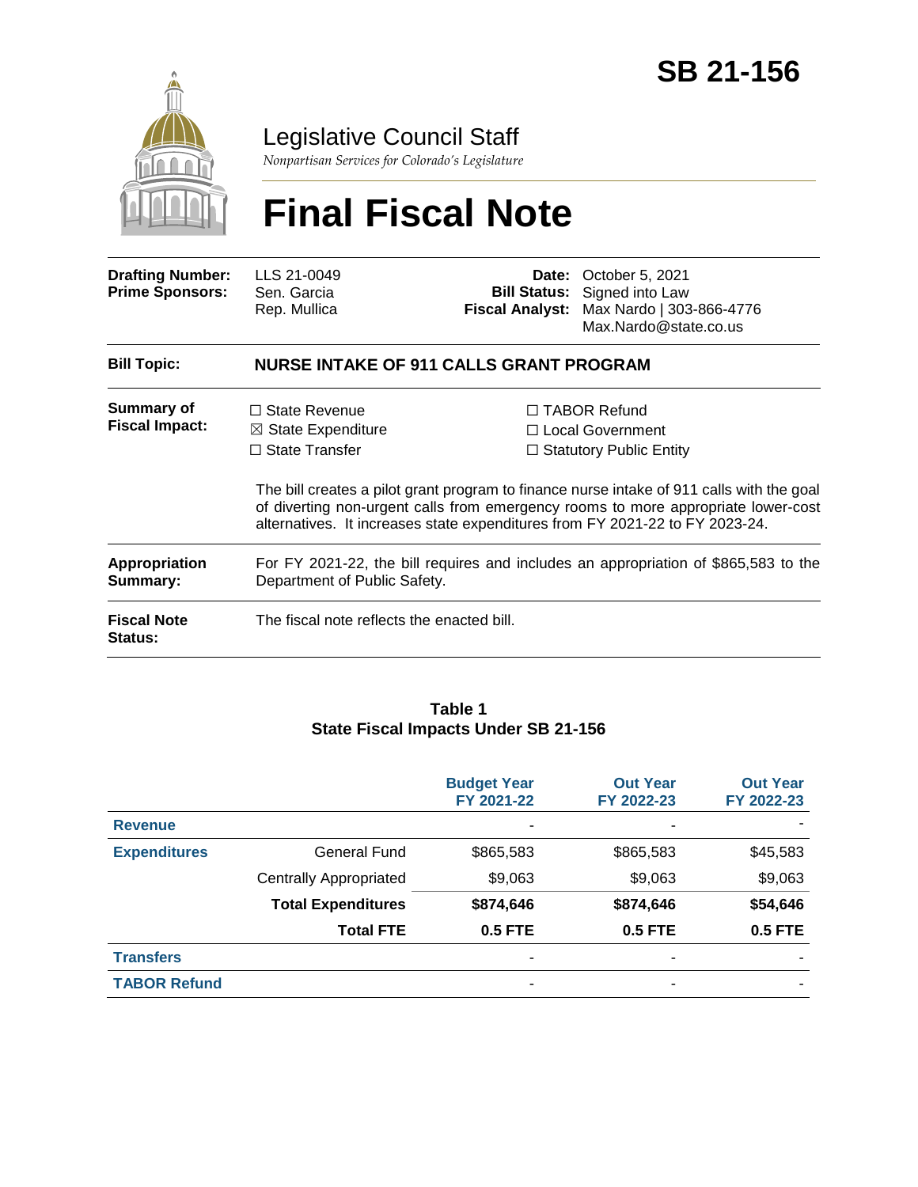# SB 21-156

## Legislative Council Staff

*Nonpartisan Services for Colorado's Legislature*

# Final Fiscal Note

| | | | |
|---|---|---|---|
| **Drafting Number:** | LLS 21-0049 | **Date:** | October 5, 2021 |
| **Prime Sponsors:** | Sen. Garcia<br>Rep. Mullica | **Bill Status:** | Signed into Law |
| | | **Fiscal Analyst:** | Max Nardo \| 303-866-4776<br>Max.Nardo@state.co.us |

**Bill Topic:** **NURSE INTAKE OF 911 CALLS GRANT PROGRAM**

**Summary of Fiscal Impact:**

☐ State Revenue
☒ State Expenditure
☐ State Transfer
☐ TABOR Refund
☐ Local Government
☐ Statutory Public Entity

The bill creates a pilot grant program to finance nurse intake of 911 calls with the goal of diverting non-urgent calls from emergency rooms to more appropriate lower-cost alternatives. It increases state expenditures from FY 2021-22 to FY 2023-24.

**Appropriation Summary:** For FY 2021-22, the bill requires and includes an appropriation of $865,583 to the Department of Public Safety.

**Fiscal Note Status:** The fiscal note reflects the enacted bill.

**Table 1**
**State Fiscal Impacts Under SB 21-156**

| | | Budget Year FY 2021-22 | Out Year FY 2022-23 | Out Year FY 2022-23 |
|---|---|---|---|---|
| **Revenue** | | - | - | - |
| **Expenditures** | General Fund | $865,583 | $865,583 | $45,583 |
| | Centrally Appropriated | $9,063 | $9,063 | $9,063 |
| | **Total Expenditures** | **$874,646** | **$874,646** | **$54,646** |
| | **Total FTE** | **0.5 FTE** | **0.5 FTE** | **0.5 FTE** |
| **Transfers** | | - | - | - |
| **TABOR Refund** | | - | - | - |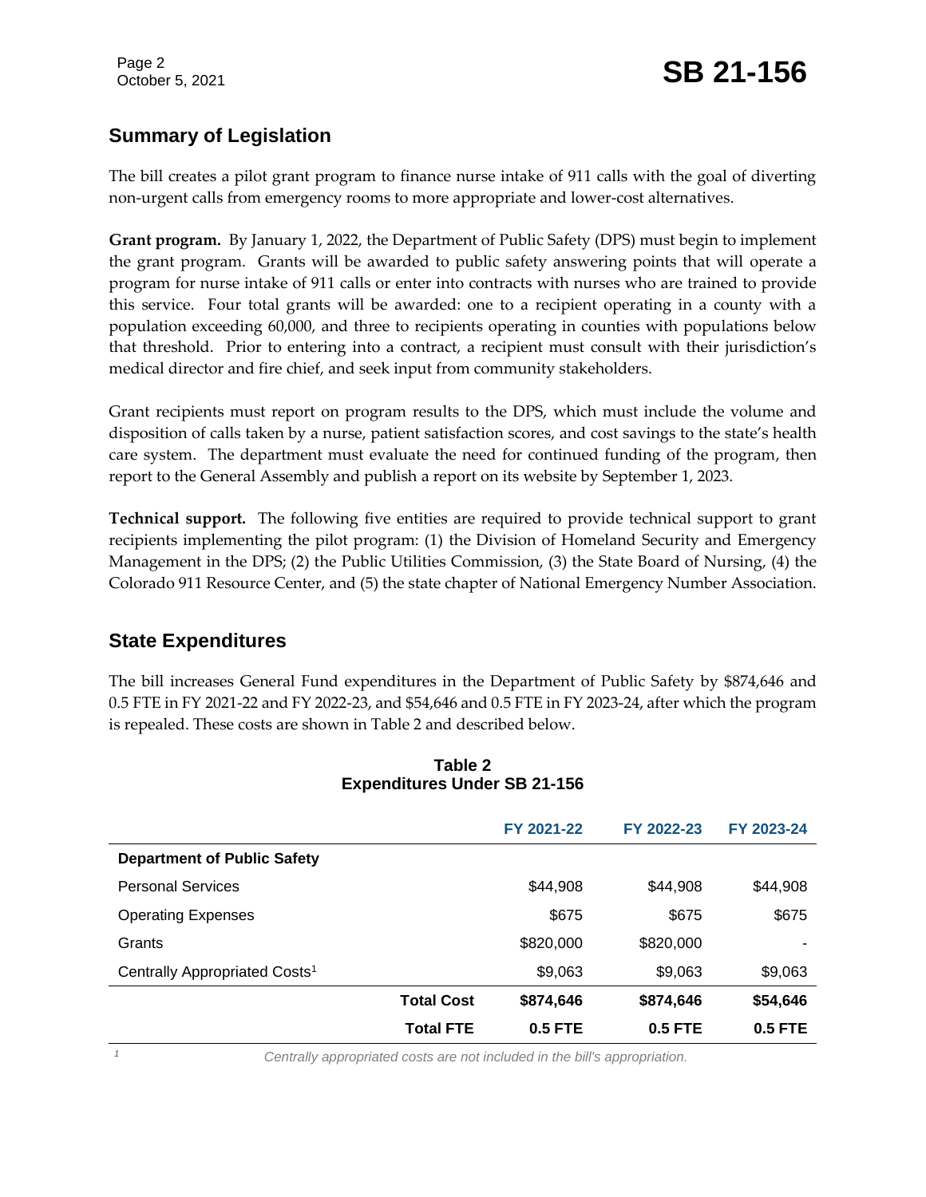## Summary of Legislation

The bill creates a pilot grant program to finance nurse intake of 911 calls with the goal of diverting non-urgent calls from emergency rooms to more appropriate and lower-cost alternatives.

**Grant program.** By January 1, 2022, the Department of Public Safety (DPS) must begin to implement the grant program. Grants will be awarded to public safety answering points that will operate a program for nurse intake of 911 calls or enter into contracts with nurses who are trained to provide this service. Four total grants will be awarded: one to a recipient operating in a county with a population exceeding 60,000, and three to recipients operating in counties with populations below that threshold. Prior to entering into a contract, a recipient must consult with their jurisdiction's medical director and fire chief, and seek input from community stakeholders.

Grant recipients must report on program results to the DPS, which must include the volume and disposition of calls taken by a nurse, patient satisfaction scores, and cost savings to the state's health care system. The department must evaluate the need for continued funding of the program, then report to the General Assembly and publish a report on its website by September 1, 2023.

**Technical support.** The following five entities are required to provide technical support to grant recipients implementing the pilot program: (1) the Division of Homeland Security and Emergency Management in the DPS; (2) the Public Utilities Commission, (3) the State Board of Nursing, (4) the Colorado 911 Resource Center, and (5) the state chapter of National Emergency Number Association.

## State Expenditures

The bill increases General Fund expenditures in the Department of Public Safety by $874,646 and 0.5 FTE in FY 2021-22 and FY 2022-23, and $54,646 and 0.5 FTE in FY 2023-24, after which the program is repealed. These costs are shown in Table 2 and described below.

**Table 2**
**Expenditures Under SB 21-156**

| | FY 2021-22 | FY 2022-23 | FY 2023-24 |
|---|---|---|---|
| **Department of Public Safety** | | | |
| Personal Services | $44,908 | $44,908 | $44,908 |
| Operating Expenses | $675 | $675 | $675 |
| Grants | $820,000 | $820,000 | - |
| Centrally Appropriated Costs[1] | $9,063 | $9,063 | $9,063 |
| **Total Cost** | **$874,646** | **$874,646** | **$54,646** |
| **Total FTE** | **0.5 FTE** | **0.5 FTE** | **0.5 FTE** |

[1] *Centrally appropriated costs are not included in the bill's appropriation.*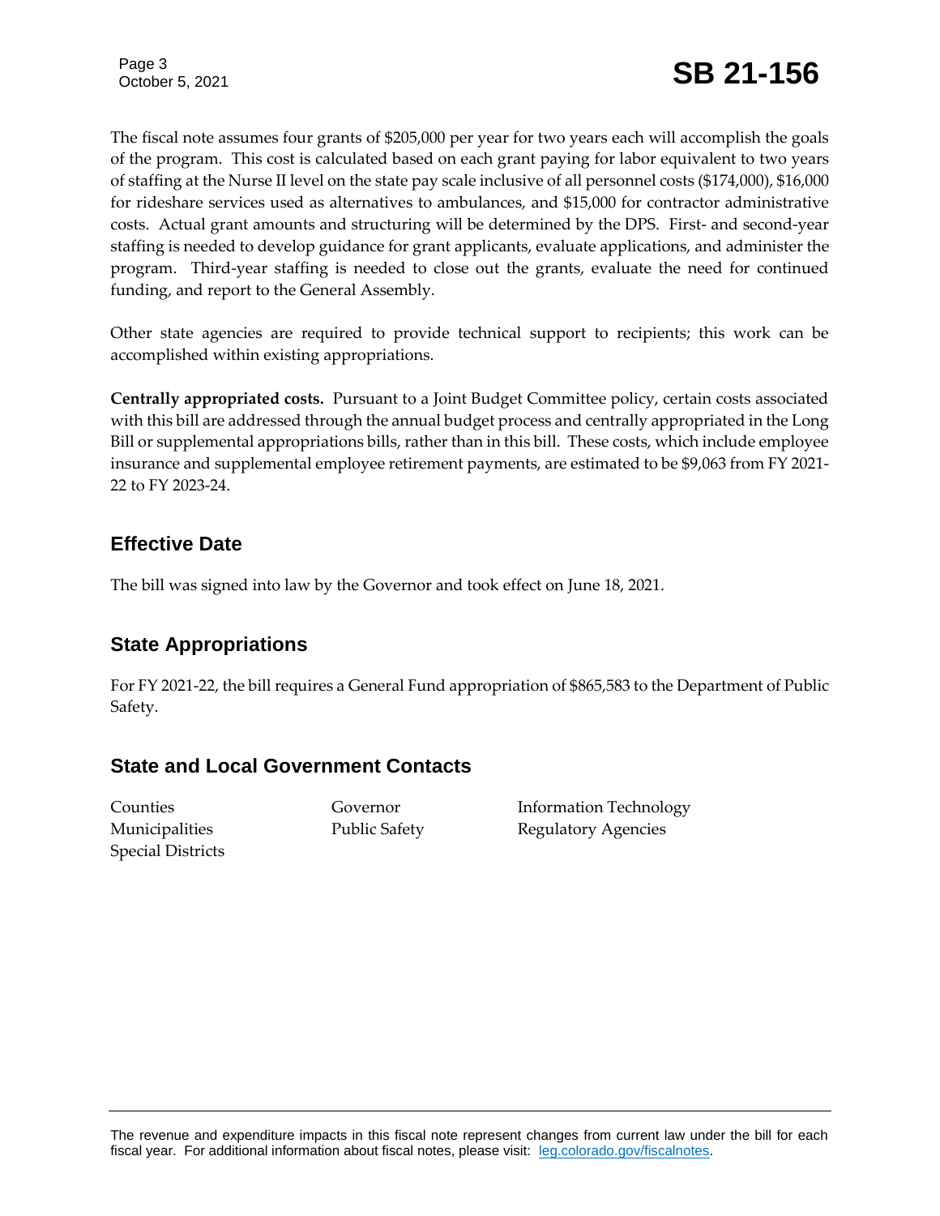The fiscal note assumes four grants of $205,000 per year for two years each will accomplish the goals of the program. This cost is calculated based on each grant paying for labor equivalent to two years of staffing at the Nurse II level on the state pay scale inclusive of all personnel costs ($174,000), $16,000 for rideshare services used as alternatives to ambulances, and $15,000 for contractor administrative costs. Actual grant amounts and structuring will be determined by the DPS. First- and second-year staffing is needed to develop guidance for grant applicants, evaluate applications, and administer the program. Third-year staffing is needed to close out the grants, evaluate the need for continued funding, and report to the General Assembly.

Other state agencies are required to provide technical support to recipients; this work can be accomplished within existing appropriations.

**Centrally appropriated costs.** Pursuant to a Joint Budget Committee policy, certain costs associated with this bill are addressed through the annual budget process and centrally appropriated in the Long Bill or supplemental appropriations bills, rather than in this bill. These costs, which include employee insurance and supplemental employee retirement payments, are estimated to be $9,063 from FY 2021-22 to FY 2023-24.

## Effective Date

The bill was signed into law by the Governor and took effect on June 18, 2021.

## State Appropriations

For FY 2021-22, the bill requires a General Fund appropriation of $865,583 to the Department of Public Safety.

## State and Local Government Contacts

| | | |
|---|---|---|
| Counties | Governor | Information Technology |
| Municipalities | Public Safety | Regulatory Agencies |
| Special Districts | | |

The revenue and expenditure impacts in this fiscal note represent changes from current law under the bill for each fiscal year. For additional information about fiscal notes, please visit: leg.colorado.gov/fiscalnotes.